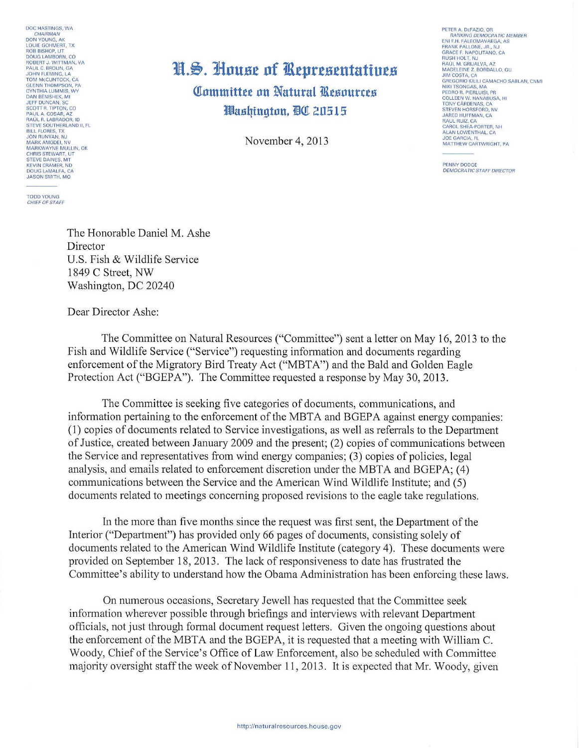DOC HASTINGS, WA
*CHAIRMAN*
DON YOUNG, AK
LOUIE GOHMERT, TX
ROB BISHOP, UT
DOUG LAMBORN, CO
ROBERT J. WITTMAN, VA
PAUL C. BROUN, GA
JOHN FLEMING, LA
TOM McCLINTOCK, CA
GLENN THOMPSON, PA
CYNTHIA LUMMIS, WY
DAN BENISHEK, MI
JEFF DUNCAN, SC
SCOTT R. TIPTON, CO
PAUL A. GOSAR, AZ
RAUL R. LABRADOR, ID
STEVE SOUTHERLAND II, FL
BILL FLORES, TX
JON RUNYAN, NJ
MARK AMODEI, NV
MARKWAYNE MULLIN, OK
CHRIS STEWART, UT
STEVE DAINES, MT
KEVIN CRAMER, ND
DOUG LAMALFA, CA
JASON SMITH, MO

TODD YOUNG
*CHIEF OF STAFF*

# U.S. House of Representatives

## Committee on Natural Resources

### Washington, DC 20515

PETER A. DeFAZIO, OR
*RANKING DEMOCRATIC MEMBER*
ENI F.H. FALEOMAVAEGA, AS
FRANK PALLONE, JR., NJ
GRACE F. NAPOLITANO, CA
RUSH HOLT, NJ
RAÚL M. GRIJALVA, AZ
MADELEINE Z. BORDALLO, GU
JIM COSTA, CA
GREGORIO KILILI CAMACHO SABLAN, CNMI
NIKI TSONGAS, MA
PEDRO R. PIERLUISI, PR
COLLEEN W. HANABUSA, HI
TONY CÁRDENAS, CA
STEVEN HORSFORD, NV
JARED HUFFMAN, CA
RAUL RUIZ, CA
CAROL SHEA-PORTER, NH
ALAN LOWENTHAL, CA
JOE GARCIA, FL
MATTHEW CARTWRIGHT, PA

PENNY DODGE
*DEMOCRATIC STAFF DIRECTOR*

November 4, 2013

The Honorable Daniel M. Ashe
Director
U.S. Fish & Wildlife Service
1849 C Street, NW
Washington, DC 20240

Dear Director Ashe:

The Committee on Natural Resources ("Committee") sent a letter on May 16, 2013 to the Fish and Wildlife Service ("Service") requesting information and documents regarding enforcement of the Migratory Bird Treaty Act ("MBTA") and the Bald and Golden Eagle Protection Act ("BGEPA"). The Committee requested a response by May 30, 2013.

The Committee is seeking five categories of documents, communications, and information pertaining to the enforcement of the MBTA and BGEPA against energy companies: (1) copies of documents related to Service investigations, as well as referrals to the Department of Justice, created between January 2009 and the present; (2) copies of communications between the Service and representatives from wind energy companies; (3) copies of policies, legal analysis, and emails related to enforcement discretion under the MBTA and BGEPA; (4) communications between the Service and the American Wind Wildlife Institute; and (5) documents related to meetings concerning proposed revisions to the eagle take regulations.

In the more than five months since the request was first sent, the Department of the Interior ("Department") has provided only 66 pages of documents, consisting solely of documents related to the American Wind Wildlife Institute (category 4). These documents were provided on September 18, 2013. The lack of responsiveness to date has frustrated the Committee's ability to understand how the Obama Administration has been enforcing these laws.

On numerous occasions, Secretary Jewell has requested that the Committee seek information wherever possible through briefings and interviews with relevant Department officials, not just through formal document request letters. Given the ongoing questions about the enforcement of the MBTA and the BGEPA, it is requested that a meeting with William C. Woody, Chief of the Service's Office of Law Enforcement, also be scheduled with Committee majority oversight staff the week of November 11, 2013. It is expected that Mr. Woody, given

http://naturalresources.house.gov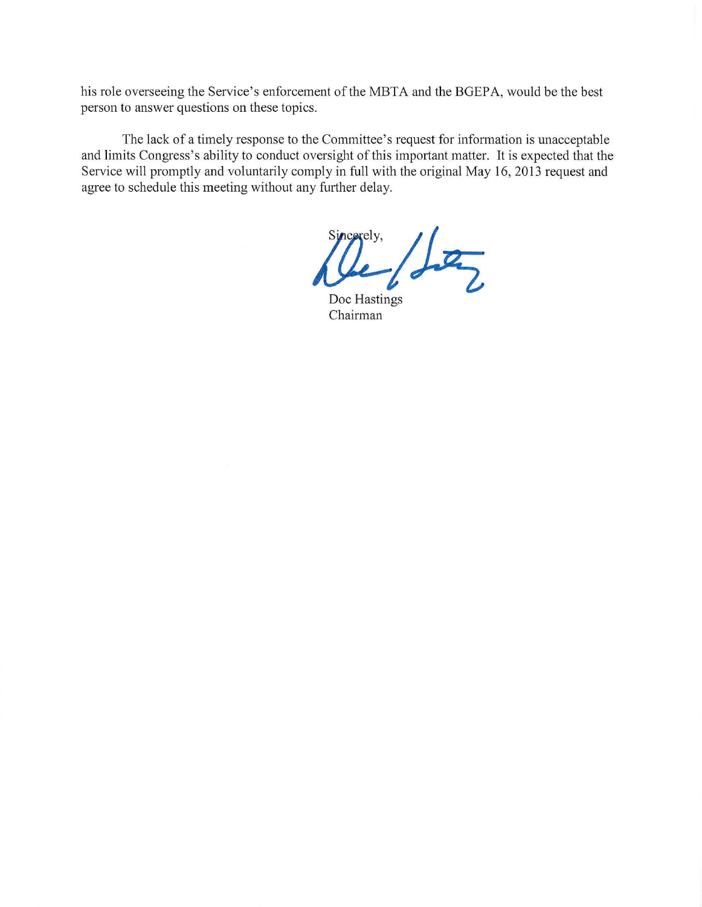his role overseeing the Service's enforcement of the MBTA and the BGEPA, would be the best person to answer questions on these topics.

The lack of a timely response to the Committee's request for information is unacceptable and limits Congress's ability to conduct oversight of this important matter. It is expected that the Service will promptly and voluntarily comply in full with the original May 16, 2013 request and agree to schedule this meeting without any further delay.

Sincerely,

Doc Hastings
Chairman